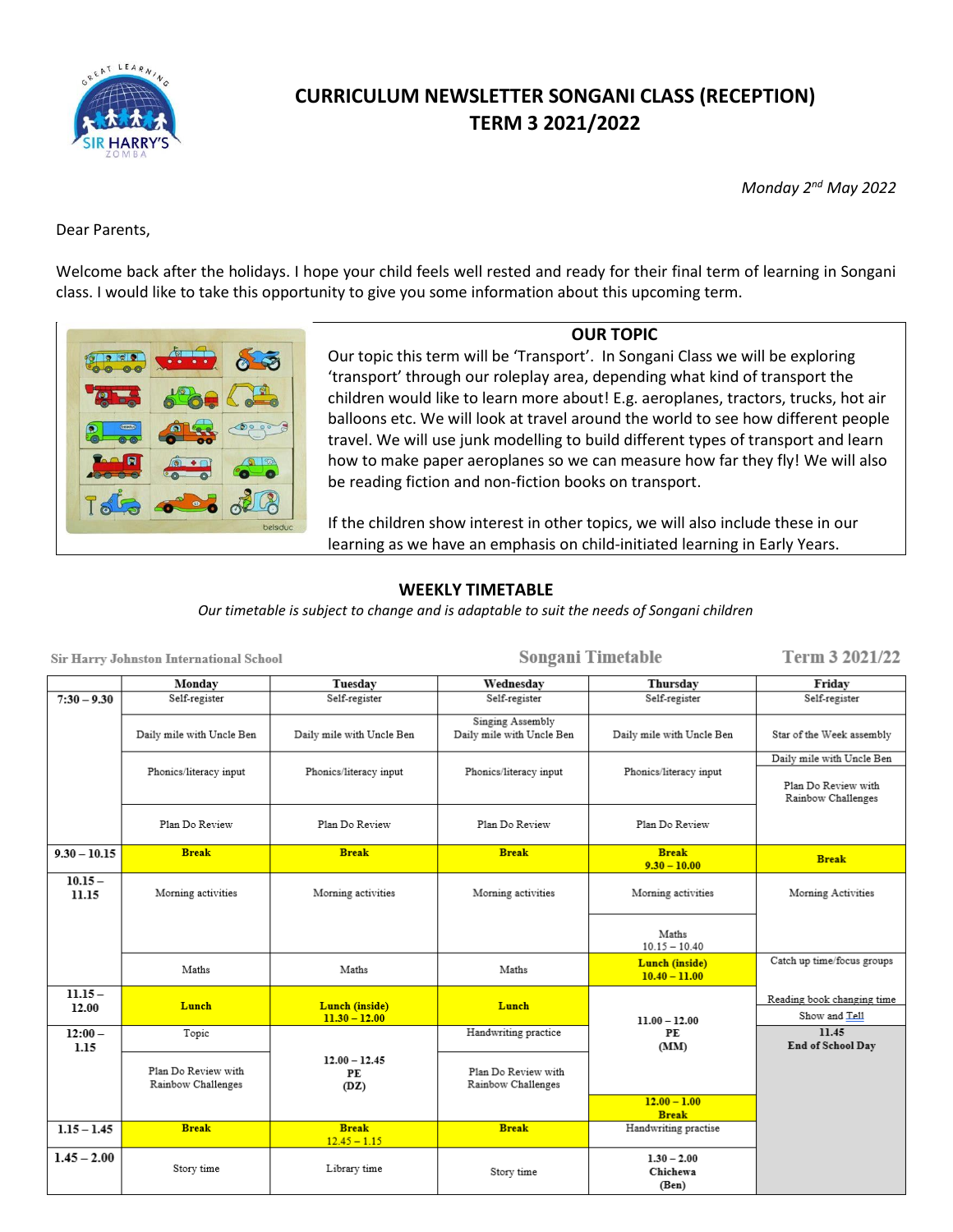# CURRICULUM NEWSLETTER SONGANI CLASS (RECEPTION)
# TERM 3 2021/2022

*Monday 2nd May 2022*

Dear Parents,

Welcome back after the holidays. I hope your child feels well rested and ready for their final term of learning in Songani class. I would like to take this opportunity to give you some information about this upcoming term.

## OUR TOPIC

Our topic this term will be 'Transport'. In Songani Class we will be exploring 'transport' through our roleplay area, depending what kind of transport the children would like to learn more about! E.g. aeroplanes, tractors, trucks, hot air balloons etc. We will look at travel around the world to see how different people travel. We will use junk modelling to build different types of transport and learn how to make paper aeroplanes so we can measure how far they fly! We will also be reading fiction and non-fiction books on transport.

If the children show interest in other topics, we will also include these in our learning as we have an emphasis on child-initiated learning in Early Years.

## WEEKLY TIMETABLE

*Our timetable is subject to change and is adaptable to suit the needs of Songani children*

Sir Harry Johnston International School — Songani Timetable — Term 3 2021/22

| | Monday | Tuesday | Wednesday | Thursday | Friday |
|---|---|---|---|---|---|
| 7:30 – 9.30 | Self-register | Self-register | Self-register | Self-register | Self-register |
| | Daily mile with Uncle Ben | Daily mile with Uncle Ben | Singing Assembly<br>Daily mile with Uncle Ben | Daily mile with Uncle Ben | Star of the Week assembly |
| | Phonics/literacy input | Phonics/literacy input | Phonics/literacy input | Phonics/literacy input | Daily mile with Uncle Ben<br>Plan Do Review with Rainbow Challenges |
| | Plan Do Review | Plan Do Review | Plan Do Review | Plan Do Review | |
| 9.30 – 10.15 | **Break** | **Break** | **Break** | **Break 9.30 – 10.00** | **Break** |
| 10.15 – 11.15 | Morning activities | Morning activities | Morning activities | Morning activities<br>Maths 10.15 – 10.40 | Morning Activities |
| | Maths | Maths | Maths | **Lunch (inside) 10.40 – 11.00** | Catch up time/focus groups |
| 11.15 – 12.00 | **Lunch** | **Lunch (inside) 11.30 – 12.00** | **Lunch** | **11.00 – 12.00 PE (MM)** | Reading book changing time<br>Show and Tell |
| 12:00 – 1.15 | Topic<br>Plan Do Review with Rainbow Challenges | **12.00 – 12.45 PE (DZ)** | Handwriting practice<br>Plan Do Review with Rainbow Challenges | **12.00 – 1.00 Break** | **11.45 End of School Day** |
| 1.15 – 1.45 | **Break** | **Break** 12.45 – 1.15 | **Break** | Handwriting practise | |
| 1.45 – 2.00 | Story time | Library time | Story time | **1.30 – 2.00 Chichewa (Ben)** | |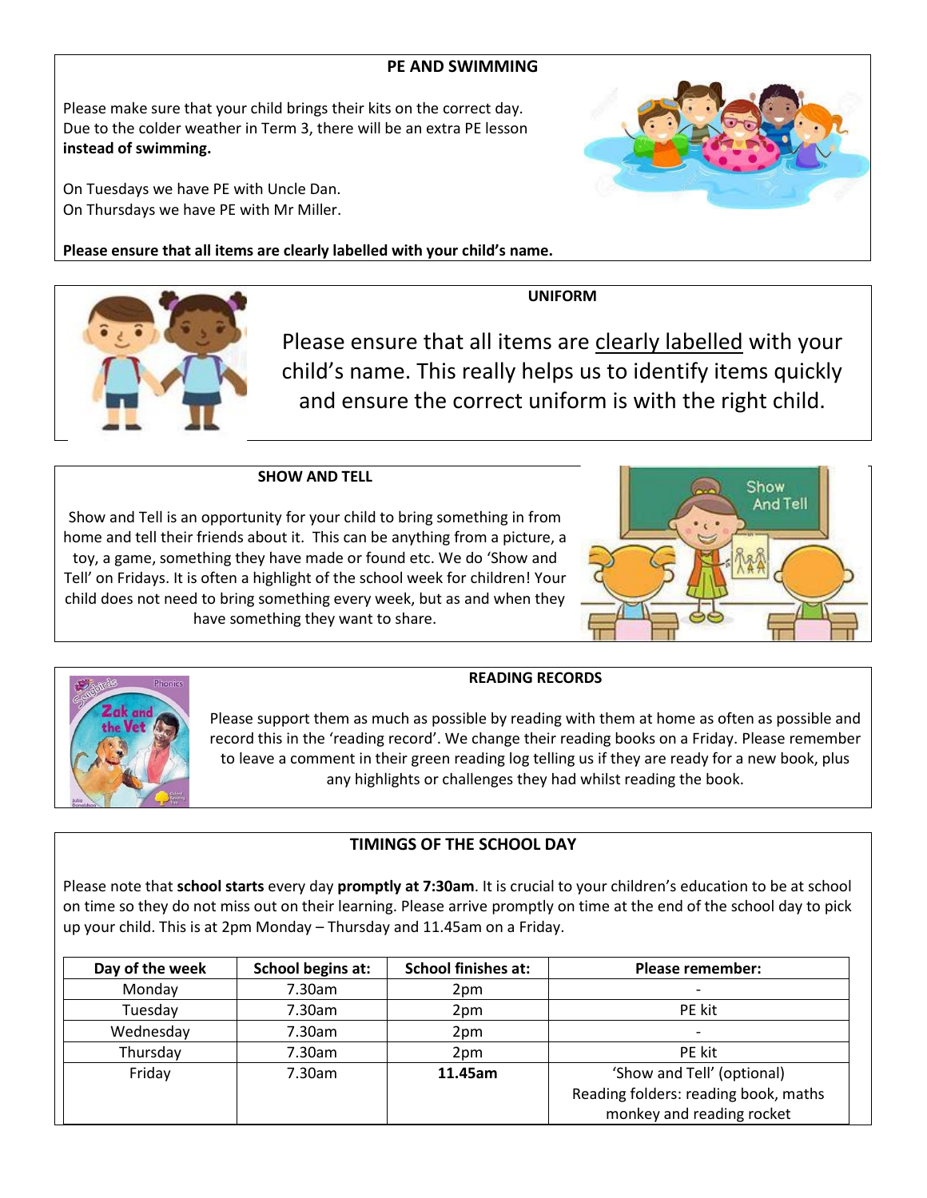## PE AND SWIMMING

Please make sure that your child brings their kits on the correct day. Due to the colder weather in Term 3, there will be an extra PE lesson **instead of swimming.**

On Tuesdays we have PE with Uncle Dan.
On Thursdays we have PE with Mr Miller.

**Please ensure that all items are clearly labelled with your child's name.**

## UNIFORM

Please ensure that all items are <u>clearly labelled</u> with your child's name. This really helps us to identify items quickly and ensure the correct uniform is with the right child.

## SHOW AND TELL

Show and Tell is an opportunity for your child to bring something in from home and tell their friends about it. This can be anything from a picture, a toy, a game, something they have made or found etc. We do 'Show and Tell' on Fridays. It is often a highlight of the school week for children! Your child does not need to bring something every week, but as and when they have something they want to share.

## READING RECORDS

Please support them as much as possible by reading with them at home as often as possible and record this in the 'reading record'. We change their reading books on a Friday. Please remember to leave a comment in their green reading log telling us if they are ready for a new book, plus any highlights or challenges they had whilst reading the book.

## TIMINGS OF THE SCHOOL DAY

Please note that **school starts** every day **promptly at 7:30am**. It is crucial to your children's education to be at school on time so they do not miss out on their learning. Please arrive promptly on time at the end of the school day to pick up your child. This is at 2pm Monday – Thursday and 11.45am on a Friday.

| Day of the week | School begins at: | School finishes at: | Please remember: |
|---|---|---|---|
| Monday | 7.30am | 2pm | - |
| Tuesday | 7.30am | 2pm | PE kit |
| Wednesday | 7.30am | 2pm | - |
| Thursday | 7.30am | 2pm | PE kit |
| Friday | 7.30am | **11.45am** | 'Show and Tell' (optional)<br>Reading folders: reading book, maths monkey and reading rocket |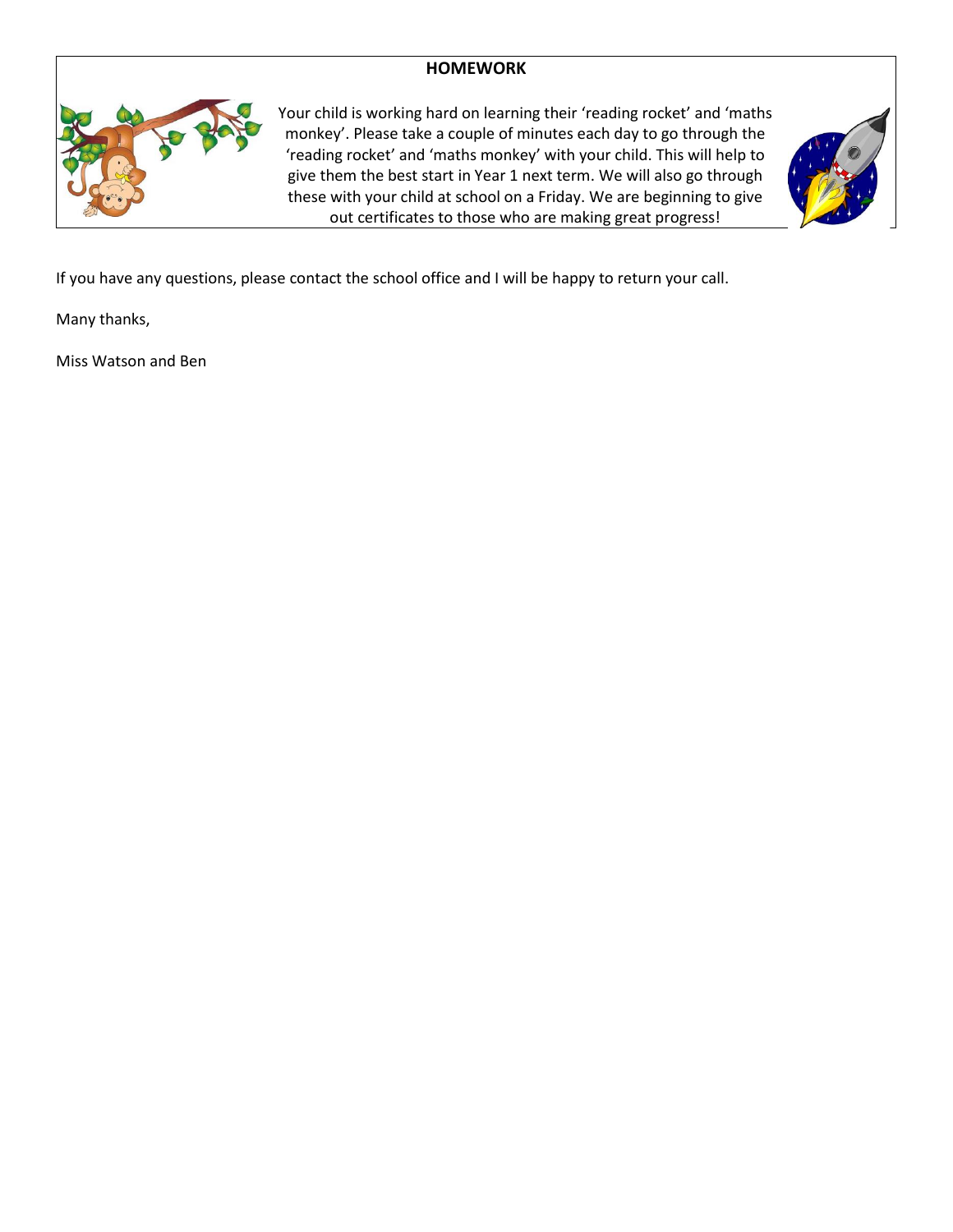**HOMEWORK**

Your child is working hard on learning their 'reading rocket' and 'maths monkey'. Please take a couple of minutes each day to go through the 'reading rocket' and 'maths monkey' with your child. This will help to give them the best start in Year 1 next term. We will also go through these with your child at school on a Friday. We are beginning to give out certificates to those who are making great progress!

If you have any questions, please contact the school office and I will be happy to return your call.

Many thanks,

Miss Watson and Ben